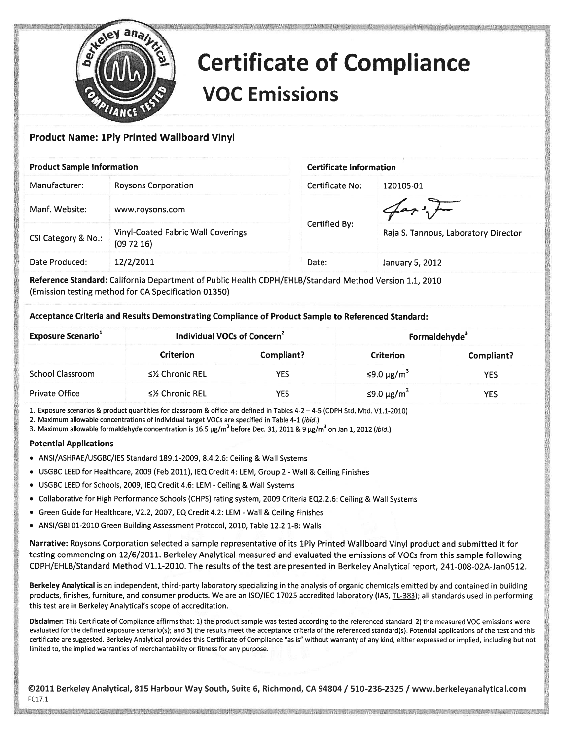# Certificate of Compliance

## VOC Emissions

### Product Name: 1Ply Printed Wallboard Vinyl

| Product Sample Information | | Certificate Information | |
|---|---|---|---|
| Manufacturer: | Roysons Corporation | Certificate No: | 120105-01 |
| Manf. Website: | www.roysons.com | Certified By: | Raja S. Tannous, Laboratory Director |
| CSI Category & No.: | Vinyl-Coated Fabric Wall Coverings (09 72 16) | | |
| Date Produced: | 12/2/2011 | Date: | January 5, 2012 |

**Reference Standard:** California Department of Public Health CDPH/EHLB/Standard Method Version 1.1, 2010 (Emission testing method for CA Specification 01350)

**Acceptance Criteria and Results Demonstrating Compliance of Product Sample to Referenced Standard:**

| Exposure Scenario[1] | Individual VOCs of Concern[2] | | Formaldehyde[3] | |
|---|---|---|---|---|
| | Criterion | Compliant? | Criterion | Compliant? |
| School Classroom | ≤½ Chronic REL | YES | ≤9.0 μg/m$^3$ | YES |
| Private Office | ≤½ Chronic REL | YES | ≤9.0 μg/m$^3$ | YES |

1. Exposure scenarios & product quantities for classroom & office are defined in Tables 4-2 – 4-5 (CDPH Std. Mtd. V1.1-2010)
2. Maximum allowable concentrations of individual target VOCs are specified in Table 4-1 (*ibid.*)
3. Maximum allowable formaldehyde concentration is 16.5 μg/m$^3$ before Dec. 31, 2011 & 9 μg/m$^3$ on Jan 1, 2012 (*ibid.*)

### Potential Applications

- ANSI/ASHRAE/USGBC/IES Standard 189.1-2009, 8.4.2.6: Ceiling & Wall Systems
- USGBC LEED for Healthcare, 2009 (Feb 2011), IEQ Credit 4: LEM, Group 2 - Wall & Ceiling Finishes
- USGBC LEED for Schools, 2009, IEQ Credit 4.6: LEM - Ceiling & Wall Systems
- Collaborative for High Performance Schools (CHPS) rating system, 2009 Criteria EQ2.2.6: Ceiling & Wall Systems
- Green Guide for Healthcare, V2.2, 2007, EQ Credit 4.2: LEM - Wall & Ceiling Finishes
- ANSI/GBI 01-2010 Green Building Assessment Protocol, 2010, Table 12.2.1-B: Walls

**Narrative:** Roysons Corporation selected a sample representative of its 1Ply Printed Wallboard Vinyl product and submitted it for testing commencing on 12/6/2011. Berkeley Analytical measured and evaluated the emissions of VOCs from this sample following CDPH/EHLB/Standard Method V1.1-2010. The results of the test are presented in Berkeley Analytical report, 241-008-02A-Jan0512.

**Berkeley Analytical** is an independent, third-party laboratory specializing in the analysis of organic chemicals emitted by and contained in building products, finishes, furniture, and consumer products. We are an ISO/IEC 17025 accredited laboratory (IAS, TL-383); all standards used in performing this test are in Berkeley Analytical's scope of accreditation.

**Disclaimer:** This Certificate of Compliance affirms that: 1) the product sample was tested according to the referenced standard; 2) the measured VOC emissions were evaluated for the defined exposure scenario(s); and 3) the results meet the acceptance criteria of the referenced standard(s). Potential applications of the test and this certificate are suggested. Berkeley Analytical provides this Certificate of Compliance "as is" without warranty of any kind, either expressed or implied, including but not limited to, the implied warranties of merchantability or fitness for any purpose.

©2011 Berkeley Analytical, 815 Harbour Way South, Suite 6, Richmond, CA 94804 / 510-236-2325 / www.berkeleyanalytical.com

FC17.1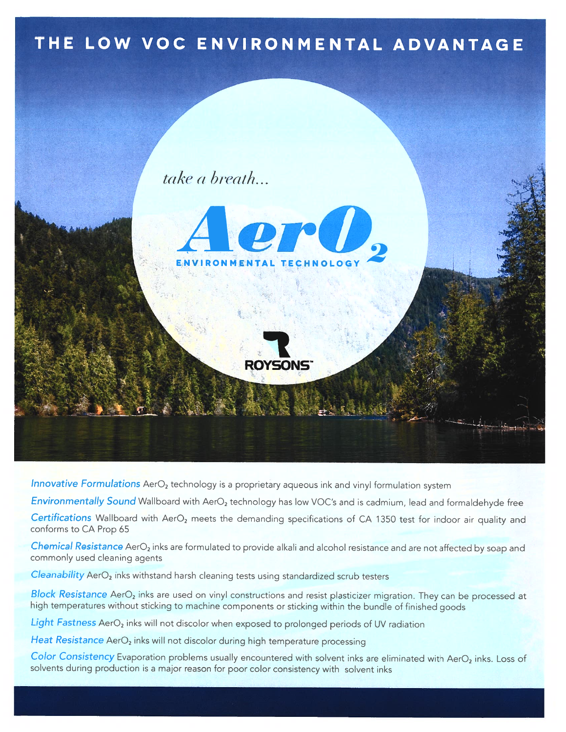# THE LOW VOC ENVIRONMENTAL ADVANTAGE

*take a breath...*

**$AerO_2$**

**ENVIRONMENTAL TECHNOLOGY**

**ROYSONS™**

*Innovative Formulations* $AerO_2$ technology is a proprietary aqueous ink and vinyl formulation system

*Environmentally Sound* Wallboard with $AerO_2$ technology has low VOC's and is cadmium, lead and formaldehyde free

*Certifications* Wallboard with $AerO_2$ meets the demanding specifications of CA 1350 test for indoor air quality and conforms to CA Prop 65

*Chemical Resistance* $AerO_2$ inks are formulated to provide alkali and alcohol resistance and are not affected by soap and commonly used cleaning agents

*Cleanability* $AerO_2$ inks withstand harsh cleaning tests using standardized scrub testers

*Block Resistance* $AerO_2$ inks are used on vinyl constructions and resist plasticizer migration. They can be processed at high temperatures without sticking to machine components or sticking within the bundle of finished goods

*Light Fastness* $AerO_2$ inks will not discolor when exposed to prolonged periods of UV radiation

*Heat Resistance* $AerO_2$ inks will not discolor during high temperature processing

*Color Consistency* Evaporation problems usually encountered with solvent inks are eliminated with $AerO_2$ inks. Loss of solvents during production is a major reason for poor color consistency with solvent inks